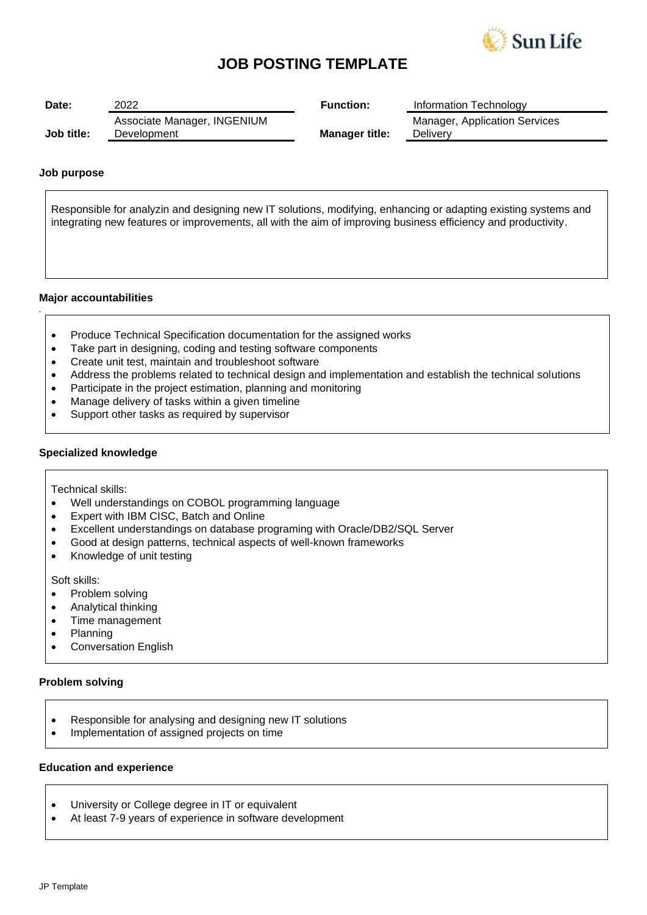# JOB POSTING TEMPLATE

| **Date:** | 2022 | **Function:** | Information Technology |
|---|---|---|---|
| **Job title:** | Associate Manager, INGENIUM Development | **Manager title:** | Manager, Application Services Delivery |

### Job purpose

Responsible for analyzin and designing new IT solutions, modifying, enhancing or adapting existing systems and integrating new features or improvements, all with the aim of improving business efficiency and productivity.

### Major accountabilities

- Produce Technical Specification documentation for the assigned works
- Take part in designing, coding and testing software components
- Create unit test, maintain and troubleshoot software
- Address the problems related to technical design and implementation and establish the technical solutions
- Participate in the project estimation, planning and monitoring
- Manage delivery of tasks within a given timeline
- Support other tasks as required by supervisor

### Specialized knowledge

Technical skills:

- Well understandings on COBOL programming language
- Expert with IBM CISC, Batch and Online
- Excellent understandings on database programing with Oracle/DB2/SQL Server
- Good at design patterns, technical aspects of well-known frameworks
- Knowledge of unit testing

Soft skills:

- Problem solving
- Analytical thinking
- Time management
- Planning
- Conversation English

### Problem solving

- Responsible for analysing and designing new IT solutions
- Implementation of assigned projects on time

### Education and experience

- University or College degree in IT or equivalent
- At least 7-9 years of experience in software development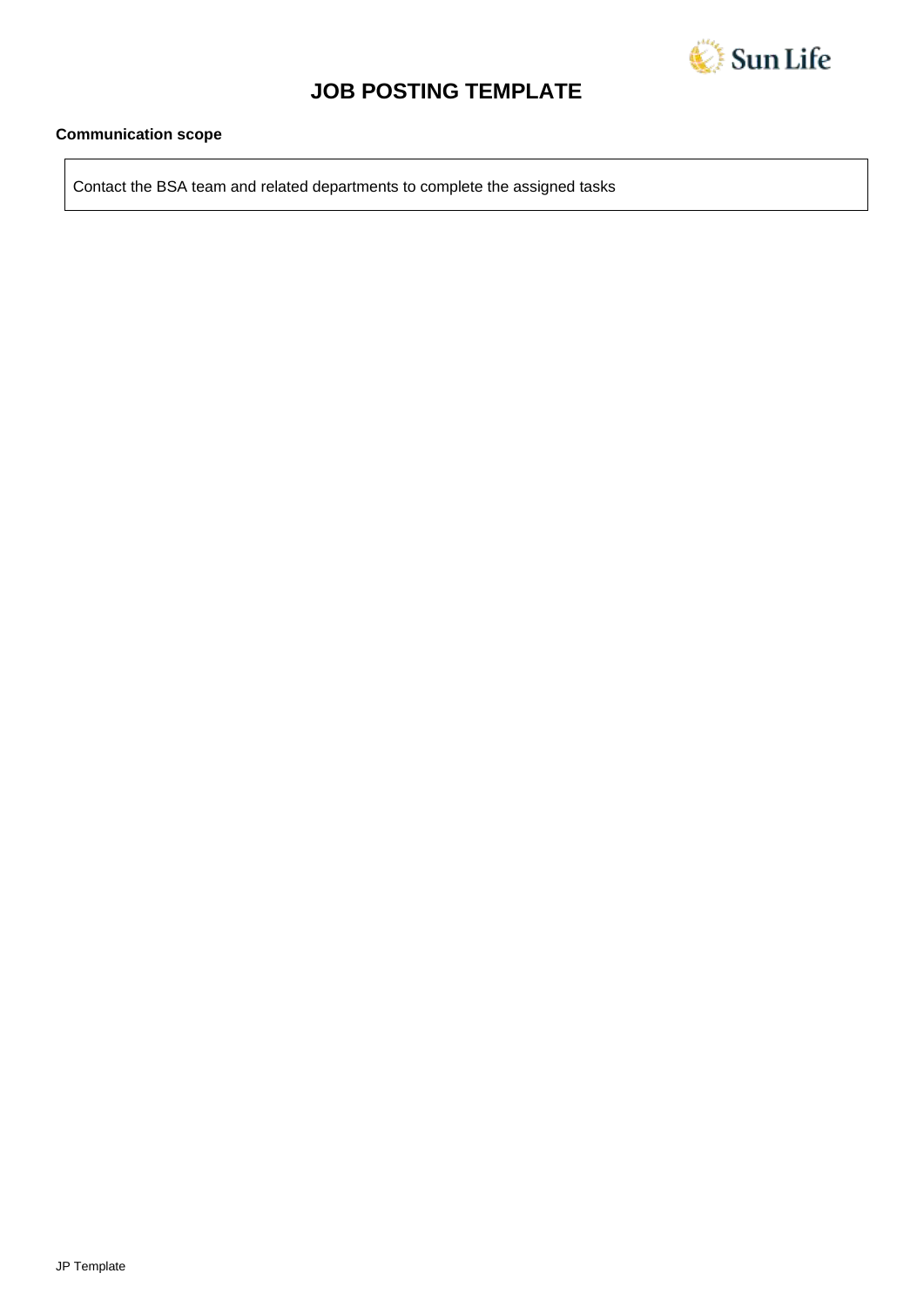# JOB POSTING TEMPLATE

**Communication scope**

| |
|---|
| Contact the BSA team and related departments to complete the assigned tasks |